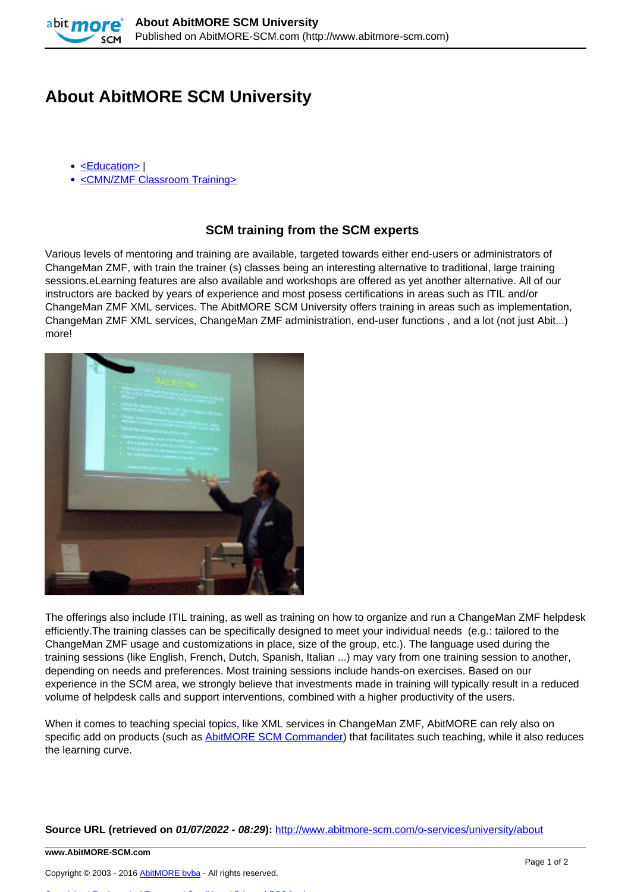# About AbitMORE SCM University

- [<Education>]() |
- [<CMN/ZMF Classroom Training>]()

### SCM training from the SCM experts

Various levels of mentoring and training are available, targeted towards either end-users or administrators of ChangeMan ZMF, with train the trainer (s) classes being an interesting alternative to traditional, large training sessions.eLearning features are also available and workshops are offered as yet another alternative. All of our instructors are backed by years of experience and most posess certifications in areas such as ITIL and/or ChangeMan ZMF XML services. The AbitMORE SCM University offers training in areas such as implementation, ChangeMan ZMF XML services, ChangeMan ZMF administration, end-user functions , and a lot (not just Abit...) more!

The offerings also include ITIL training, as well as training on how to organize and run a ChangeMan ZMF helpdesk efficiently.The training classes can be specifically designed to meet your individual needs (e.g.: tailored to the ChangeMan ZMF usage and customizations in place, size of the group, etc.). The language used during the training sessions (like English, French, Dutch, Spanish, Italian ...) may vary from one training session to another, depending on needs and preferences. Most training sessions include hands-on exercises. Based on our experience in the SCM area, we strongly believe that investments made in training will typically result in a reduced volume of helpdesk calls and support interventions, combined with a higher productivity of the users.

When it comes to teaching special topics, like XML services in ChangeMan ZMF, AbitMORE can rely also on specific add on products (such as [AbitMORE SCM Commander]()) that facilitates such teaching, while it also reduces the learning curve.

**Source URL (retrieved on *01/07/2022 - 08:29*):** http://www.abitmore-scm.com/o-services/university/about

**www.AbitMORE-SCM.com**

Copyright © 2003 - 2016 AbitMORE bvba - All rights reserved.